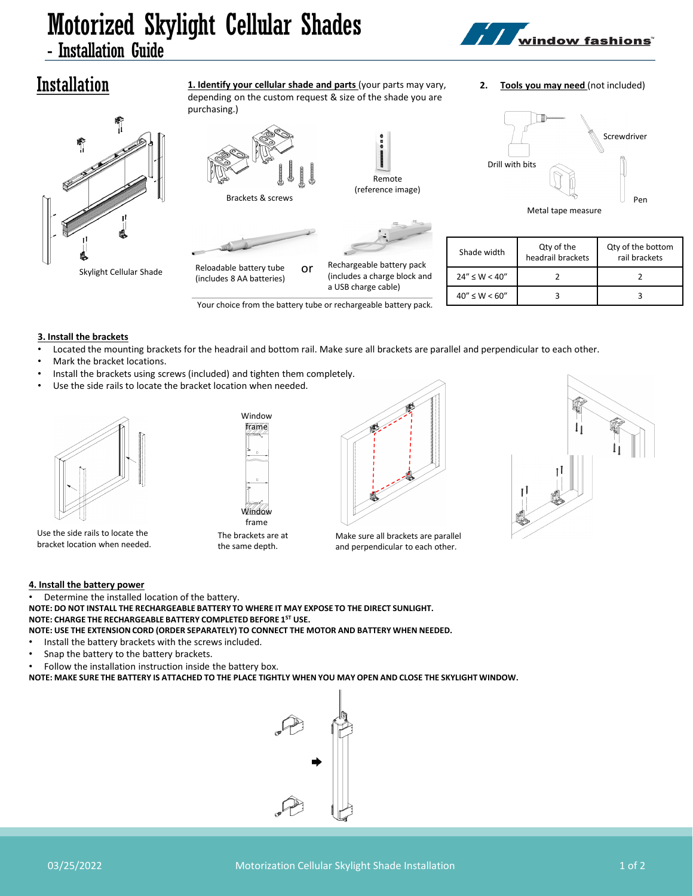# Motorized Skylight Cellular Shades

## - Installation Guide

window fashions

## Installation

Skylight Cellular Shade

**1. Identify your cellular shade and parts** (your parts may vary, depending on the custom request & size of the shade you are purchasing.)

Brackets & screws

Remote (reference image)

Reloadable battery tube (includes 8 AA batteries)

or

Rechargeable battery pack (includes a charge block and a USB charge cable)

Your choice from the battery tube or rechargeable battery pack.

**2. Tools you may need** (not included)

Drill with bits

Screwdriver

Metal tape measure

Pen

| Shade width | Qty of the headrail brackets | Qty of the bottom rail brackets |
|---|---|---|
| 24" ≤ W < 40" | 2 | 2 |
| 40" ≤ W < 60" | 3 | 3 |

### 3. Install the brackets

- Located the mounting brackets for the headrail and bottom rail. Make sure all brackets are parallel and perpendicular to each other.
- Mark the bracket locations.
- Install the brackets using screws (included) and tighten them completely.
- Use the side rails to locate the bracket location when needed.

Use the side rails to locate the bracket location when needed.

Window frame

Window frame

The brackets are at the same depth.

Make sure all brackets are parallel and perpendicular to each other.

### 4. Install the battery power

- Determine the installed location of the battery.

**NOTE: DO NOT INSTALL THE RECHARGEABLE BATTERY TO WHERE IT MAY EXPOSE TO THE DIRECT SUNLIGHT.**

**NOTE: CHARGE THE RECHARGEABLE BATTERY COMPLETED BEFORE 1ST USE.**

**NOTE: USE THE EXTENSION CORD (ORDER SEPARATELY) TO CONNECT THE MOTOR AND BATTERY WHEN NEEDED.**

- Install the battery brackets with the screws included.
- Snap the battery to the battery brackets.
- Follow the installation instruction inside the battery box.

**NOTE: MAKE SURE THE BATTERY IS ATTACHED TO THE PLACE TIGHTLY WHEN YOU MAY OPEN AND CLOSE THE SKYLIGHT WINDOW.**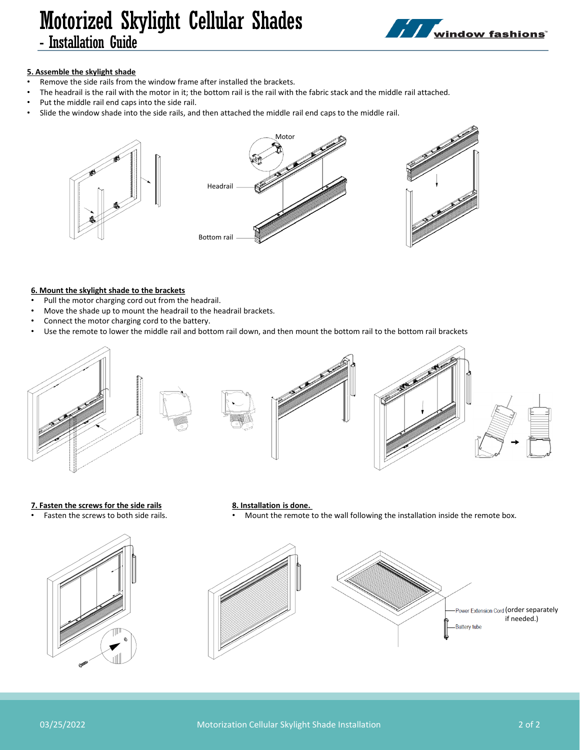# Motorized Skylight Cellular Shades

## - Installation Guide

### 5. Assemble the skylight shade

- Remove the side rails from the window frame after installed the brackets.
- The headrail is the rail with the motor in it; the bottom rail is the rail with the fabric stack and the middle rail attached.
- Put the middle rail end caps into the side rail.
- Slide the window shade into the side rails, and then attached the middle rail end caps to the middle rail.

Motor

Headrail

Bottom rail

### 6. Mount the skylight shade to the brackets

- Pull the motor charging cord out from the headrail.
- Move the shade up to mount the headrail to the headrail brackets.
- Connect the motor charging cord to the battery.
- Use the remote to lower the middle rail and bottom rail down, and then mount the bottom rail to the bottom rail brackets

### 7. Fasten the screws for the side rails

- Fasten the screws to both side rails.

### 8. Installation is done.

- Mount the remote to the wall following the installation inside the remote box.

Power Extension Cord (order separately if needed.)

Battery tube